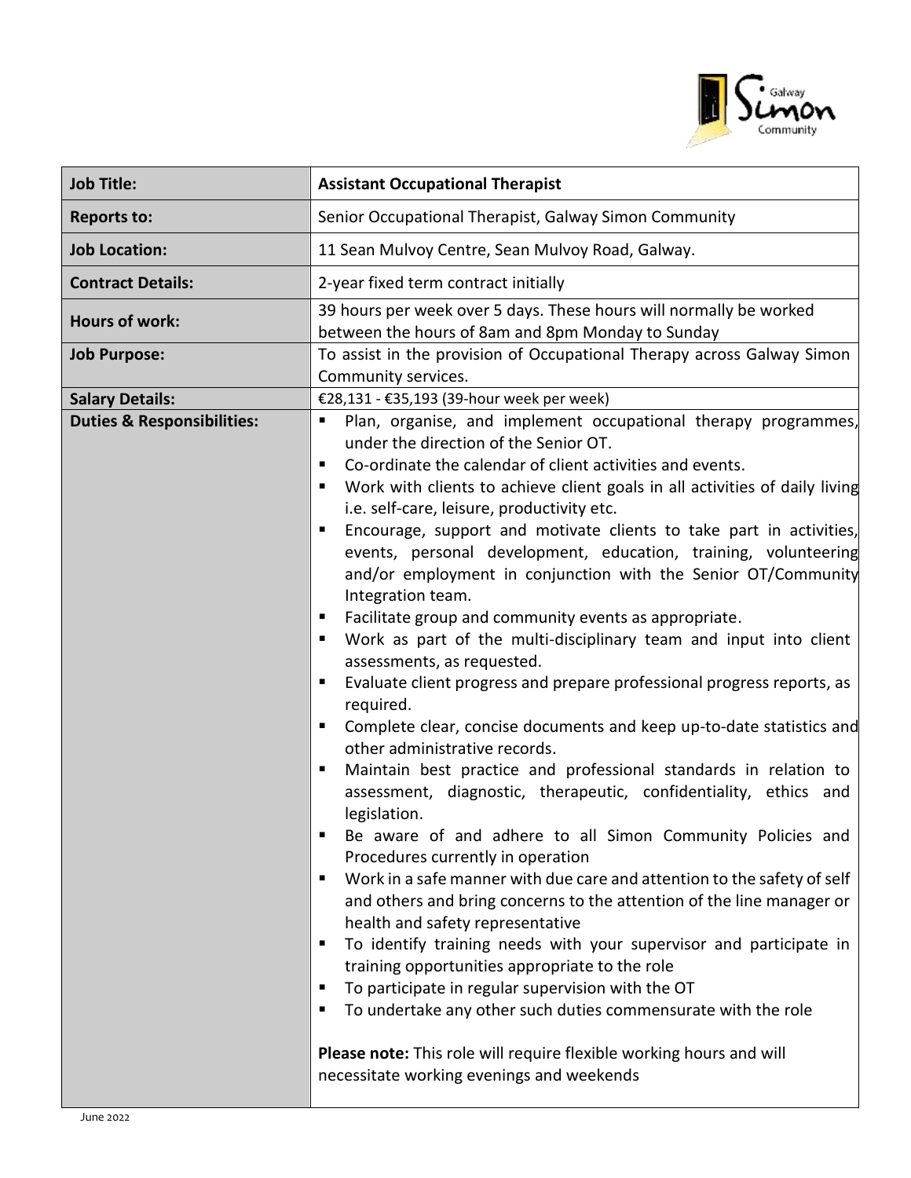| Job Title: | Assistant Occupational Therapist |
|---|---|
| Reports to: | Senior Occupational Therapist, Galway Simon Community |
| Job Location: | 11 Sean Mulvoy Centre, Sean Mulvoy Road, Galway. |
| Contract Details: | 2-year fixed term contract initially |
| Hours of work: | 39 hours per week over 5 days. These hours will normally be worked between the hours of 8am and 8pm Monday to Sunday |
| Job Purpose: | To assist in the provision of Occupational Therapy across Galway Simon Community services. |
| Salary Details: | €28,131 - €35,193 (39-hour week per week) |
| Duties & Responsibilities: | ▪ Plan, organise, and implement occupational therapy programmes, under the direction of the Senior OT.<br>▪ Co-ordinate the calendar of client activities and events.<br>▪ Work with clients to achieve client goals in all activities of daily living i.e. self-care, leisure, productivity etc.<br>▪ Encourage, support and motivate clients to take part in activities, events, personal development, education, training, volunteering and/or employment in conjunction with the Senior OT/Community Integration team.<br>▪ Facilitate group and community events as appropriate.<br>▪ Work as part of the multi-disciplinary team and input into client assessments, as requested.<br>▪ Evaluate client progress and prepare professional progress reports, as required.<br>▪ Complete clear, concise documents and keep up-to-date statistics and other administrative records.<br>▪ Maintain best practice and professional standards in relation to assessment, diagnostic, therapeutic, confidentiality, ethics and legislation.<br>▪ Be aware of and adhere to all Simon Community Policies and Procedures currently in operation<br>▪ Work in a safe manner with due care and attention to the safety of self and others and bring concerns to the attention of the line manager or health and safety representative<br>▪ To identify training needs with your supervisor and participate in training opportunities appropriate to the role<br>▪ To participate in regular supervision with the OT<br>▪ To undertake any other such duties commensurate with the role<br><br>**Please note:** This role will require flexible working hours and will necessitate working evenings and weekends |

June 2022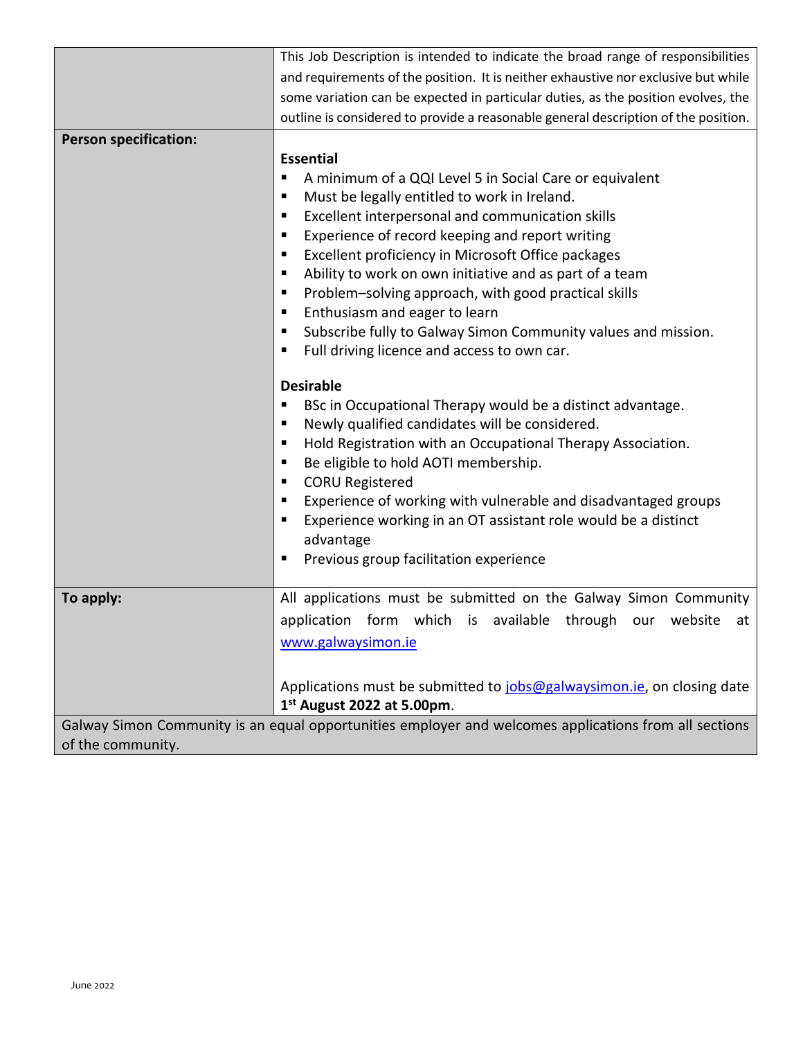| | |
|---|---|
| | This Job Description is intended to indicate the broad range of responsibilities and requirements of the position. It is neither exhaustive nor exclusive but while some variation can be expected in particular duties, as the position evolves, the outline is considered to provide a reasonable general description of the position. |
| **Person specification:** | **Essential**<br>▪ A minimum of a QQI Level 5 in Social Care or equivalent<br>▪ Must be legally entitled to work in Ireland.<br>▪ Excellent interpersonal and communication skills<br>▪ Experience of record keeping and report writing<br>▪ Excellent proficiency in Microsoft Office packages<br>▪ Ability to work on own initiative and as part of a team<br>▪ Problem–solving approach, with good practical skills<br>▪ Enthusiasm and eager to learn<br>▪ Subscribe fully to Galway Simon Community values and mission.<br>▪ Full driving licence and access to own car.<br><br>**Desirable**<br>▪ BSc in Occupational Therapy would be a distinct advantage.<br>▪ Newly qualified candidates will be considered.<br>▪ Hold Registration with an Occupational Therapy Association.<br>▪ Be eligible to hold AOTI membership.<br>▪ CORU Registered<br>▪ Experience of working with vulnerable and disadvantaged groups<br>▪ Experience working in an OT assistant role would be a distinct advantage<br>▪ Previous group facilitation experience |
| **To apply:** | All applications must be submitted on the Galway Simon Community application form which is available through our website at [www.galwaysimon.ie](www.galwaysimon.ie)<br><br>Applications must be submitted to [jobs@galwaysimon.ie](mailto:jobs@galwaysimon.ie), on closing date **1st August 2022 at 5.00pm**. |

Galway Simon Community is an equal opportunities employer and welcomes applications from all sections of the community.

June 2022